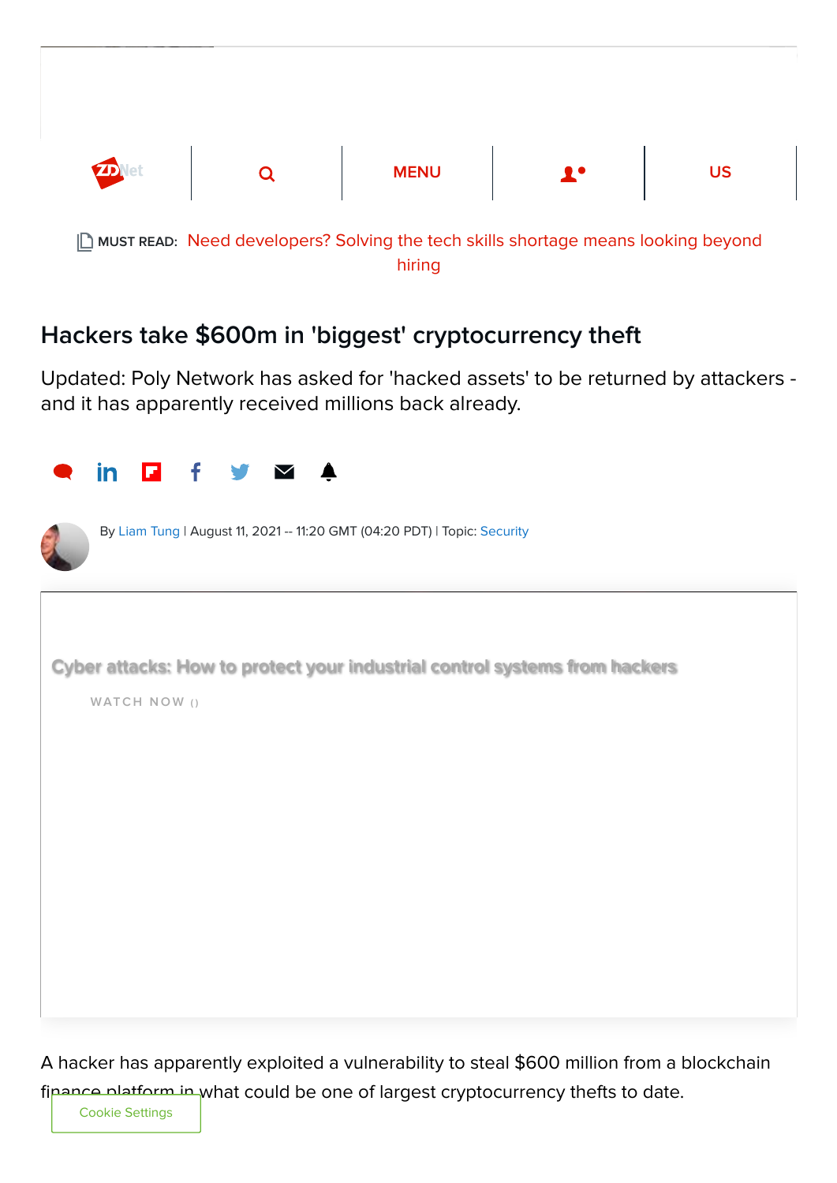MUST READ: Need developers? Solving the tech skills shortage means looking beyond hiring

# Hackers take $600m in 'biggest' cryptocurrency theft

Updated: Poly Network has asked for 'hacked assets' to be returned by attackers - and it has apparently received millions back already.

By Liam Tung | August 11, 2021 -- 11:20 GMT (04:20 PDT) | Topic: Security

Cyber attacks: How to protect your industrial control systems from hackers

WATCH NOW ()

A hacker has apparently exploited a vulnerability to steal $600 million from a blockchain finance platform in what could be one of largest cryptocurrency thefts to date.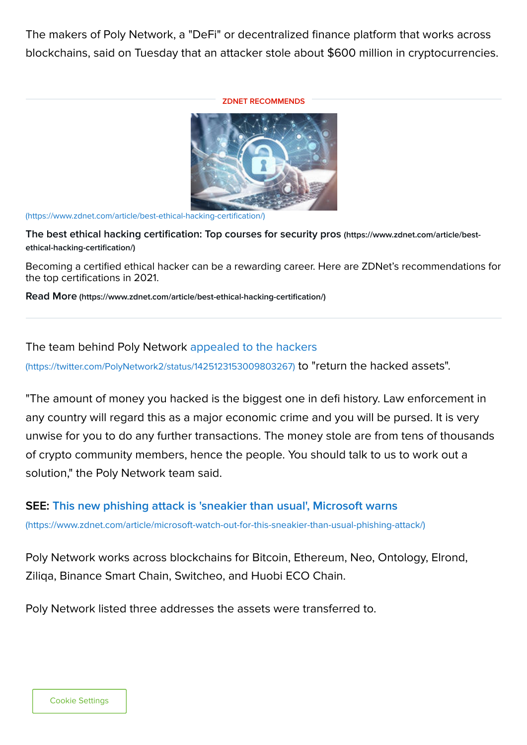The makers of Poly Network, a "DeFi" or decentralized finance platform that works across blockchains, said on Tuesday that an attacker stole about $600 million in cryptocurrencies.

ZDNET RECOMMENDS

(https://www.zdnet.com/article/best-ethical-hacking-certification/)

**The best ethical hacking certification: Top courses for security pros** (https://www.zdnet.com/article/best-ethical-hacking-certification/)

Becoming a certified ethical hacker can be a rewarding career. Here are ZDNet's recommendations for the top certifications in 2021.

**Read More** (https://www.zdnet.com/article/best-ethical-hacking-certification/)

---

The team behind Poly Network appealed to the hackers (https://twitter.com/PolyNetwork2/status/1425123153009803267) to "return the hacked assets".

"The amount of money you hacked is the biggest one in defi history. Law enforcement in any country will regard this as a major economic crime and you will be pursed. It is very unwise for you to do any further transactions. The money stole are from tens of thousands of crypto community members, hence the people. You should talk to us to work out a solution," the Poly Network team said.

**SEE: This new phishing attack is 'sneakier than usual', Microsoft warns** (https://www.zdnet.com/article/microsoft-watch-out-for-this-sneakier-than-usual-phishing-attack/)

Poly Network works across blockchains for Bitcoin, Ethereum, Neo, Ontology, Elrond, Ziliqa, Binance Smart Chain, Switcheo, and Huobi ECO Chain.

Poly Network listed three addresses the assets were transferred to.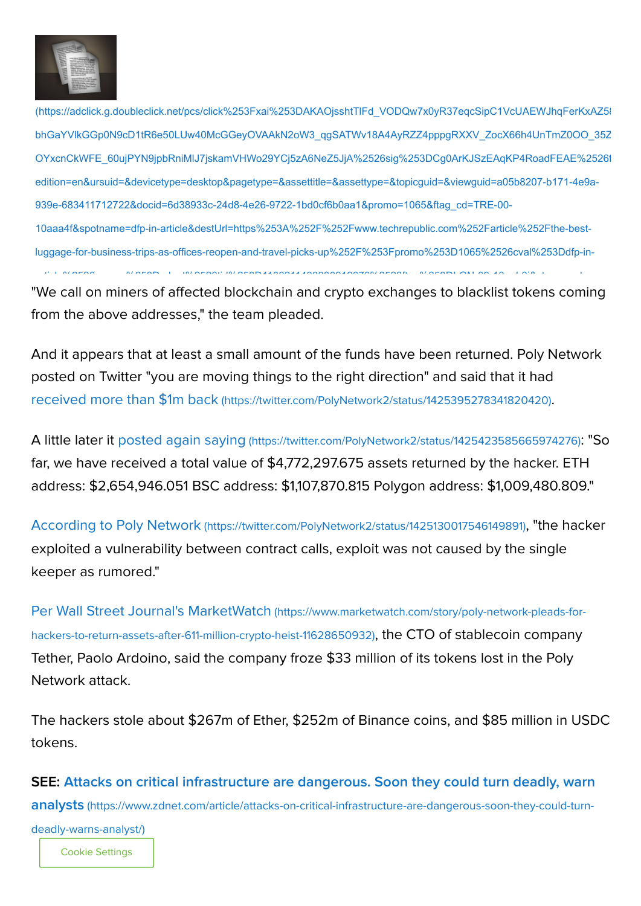(https://adclick.g.doubleclick.net/pcs/click%253Fxai%253DAKAOjsshtTIFd_VODQw7x0yR37eqcSipC1VcUAEWJhqFerKxAZ5
bhGaYVlkGGp0N9cD1tR6e50LUw40McGGeyOVAAkN2oW3_qgSATWv18A4AyRZZ4pppgRXXV_ZocX66h4UnTmZ0OO_35Z
OYxcnCkWFE_60ujPYN9jpbRniMlJ7jskamVHWo29YCj5zA6NeZ5JjA%2526sig%253DCg0ArKJSzEAqKP4RoadFEAE%2526
edition=en&ursuid=&devicetype=desktop&pagetype=&assettitle=&assettype=&topicguid=&viewguid=a05b8207-b171-4e9a-939e-683411712722&docid=6d38933c-24d8-4e26-9722-1bd0cf6b0aa1&promo=1065&ftag_cd=TRE-00-10aaa4f&spotname=dfp-in-article&destUrl=https%253A%252F%252Fwww.techrepublic.com%252Farticle%252Fthe-best-luggage-for-business-trips-as-offices-reopen-and-travel-picks-up%252F%253Fpromo%253D1065%2526cval%253Ddfp-in-

"We call on miners of affected blockchain and crypto exchanges to blacklist tokens coming from the above addresses," the team pleaded.

And it appears that at least a small amount of the funds have been returned. Poly Network posted on Twitter "you are moving things to the right direction" and said that it had received more than $1m back (https://twitter.com/PolyNetwork2/status/1425395278341820420).

A little later it posted again saying (https://twitter.com/PolyNetwork2/status/1425423585665974276): "So far, we have received a total value of $4,772,297.675 assets returned by the hacker. ETH address: $2,654,946.051 BSC address: $1,107,870.815 Polygon address: $1,009,480.809."

According to Poly Network (https://twitter.com/PolyNetwork2/status/1425130017546149891), "the hacker exploited a vulnerability between contract calls, exploit was not caused by the single keeper as rumored."

Per Wall Street Journal's MarketWatch (https://www.marketwatch.com/story/poly-network-pleads-for-hackers-to-return-assets-after-611-million-crypto-heist-11628650932), the CTO of stablecoin company Tether, Paolo Ardoino, said the company froze $33 million of its tokens lost in the Poly Network attack.

The hackers stole about $267m of Ether, $252m of Binance coins, and $85 million in USDC tokens.

**SEE: Attacks on critical infrastructure are dangerous. Soon they could turn deadly, warn analysts** (https://www.zdnet.com/article/attacks-on-critical-infrastructure-are-dangerous-soon-they-could-turn-deadly-warns-analyst/)

Cookie Settings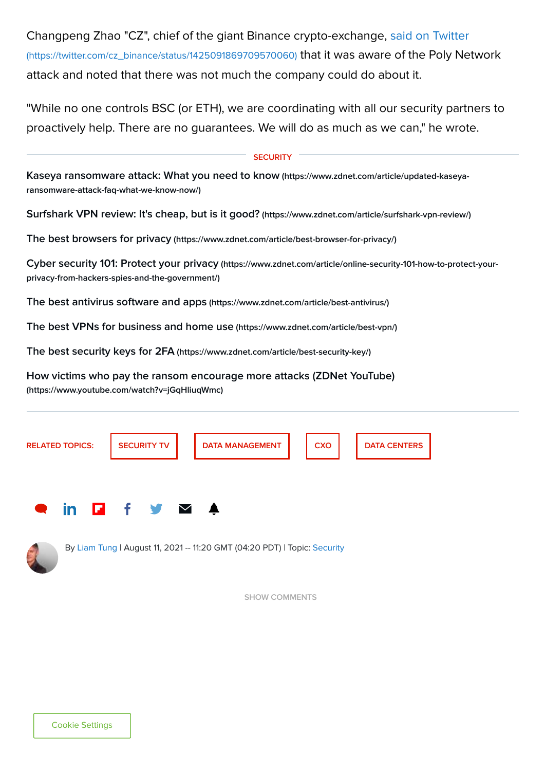Changpeng Zhao "CZ", chief of the giant Binance crypto-exchange, said on Twitter (https://twitter.com/cz_binance/status/1425091869709570060) that it was aware of the Poly Network attack and noted that there was not much the company could do about it.

"While no one controls BSC (or ETH), we are coordinating with all our security partners to proactively help. There are no guarantees. We will do as much as we can," he wrote.

SECURITY

**Kaseya ransomware attack: What you need to know** (https://www.zdnet.com/article/updated-kaseya-ransomware-attack-faq-what-we-know-now/)

**Surfshark VPN review: It's cheap, but is it good?** (https://www.zdnet.com/article/surfshark-vpn-review/)

**The best browsers for privacy** (https://www.zdnet.com/article/best-browser-for-privacy/)

**Cyber security 101: Protect your privacy** (https://www.zdnet.com/article/online-security-101-how-to-protect-your-privacy-from-hackers-spies-and-the-government/)

**The best antivirus software and apps** (https://www.zdnet.com/article/best-antivirus/)

**The best VPNs for business and home use** (https://www.zdnet.com/article/best-vpn/)

**The best security keys for 2FA** (https://www.zdnet.com/article/best-security-key/)

**How victims who pay the ransom encourage more attacks (ZDNet YouTube)** (https://www.youtube.com/watch?v=jGqHliuqWmc)

RELATED TOPICS: SECURITY TV | DATA MANAGEMENT | CXO | DATA CENTERS

By Liam Tung | August 11, 2021 -- 11:20 GMT (04:20 PDT) | Topic: Security

SHOW COMMENTS

Cookie Settings